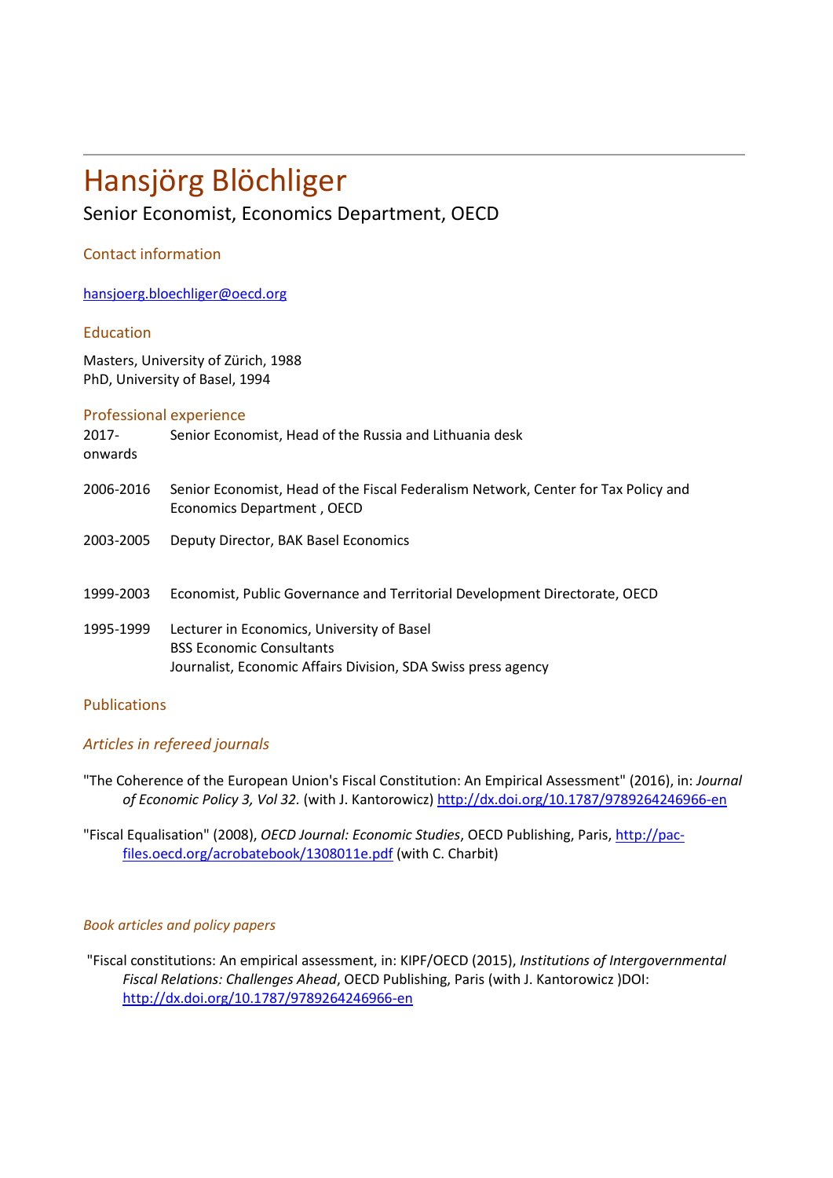# Hansjörg Blöchliger

Senior Economist, Economics Department, OECD

## Contact information

[hansjoerg.bloechliger@oecd.org](mailto:hansjoerg.bloechliger@oecd.org)

## Education

Masters, University of Zürich, 1988
PhD, University of Basel, 1994

## Professional experience

2017-onwards Senior Economist, Head of the Russia and Lithuania desk

2006-2016 Senior Economist, Head of the Fiscal Federalism Network, Center for Tax Policy and Economics Department , OECD

2003-2005 Deputy Director, BAK Basel Economics

1999-2003 Economist, Public Governance and Territorial Development Directorate, OECD

1995-1999 Lecturer in Economics, University of Basel
BSS Economic Consultants
Journalist, Economic Affairs Division, SDA Swiss press agency

## Publications

### *Articles in refereed journals*

"The Coherence of the European Union's Fiscal Constitution: An Empirical Assessment" (2016), in: *Journal of Economic Policy 3, Vol 32.* (with J. Kantorowicz) http://dx.doi.org/10.1787/9789264246966-en

"Fiscal Equalisation" (2008), *OECD Journal: Economic Studies*, OECD Publishing, Paris, http://pac-files.oecd.org/acrobatebook/1308011e.pdf (with C. Charbit)

### *Book articles and policy papers*

"Fiscal constitutions: An empirical assessment, in: KIPF/OECD (2015), *Institutions of Intergovernmental Fiscal Relations: Challenges Ahead*, OECD Publishing, Paris (with J. Kantorowicz )DOI: http://dx.doi.org/10.1787/9789264246966-en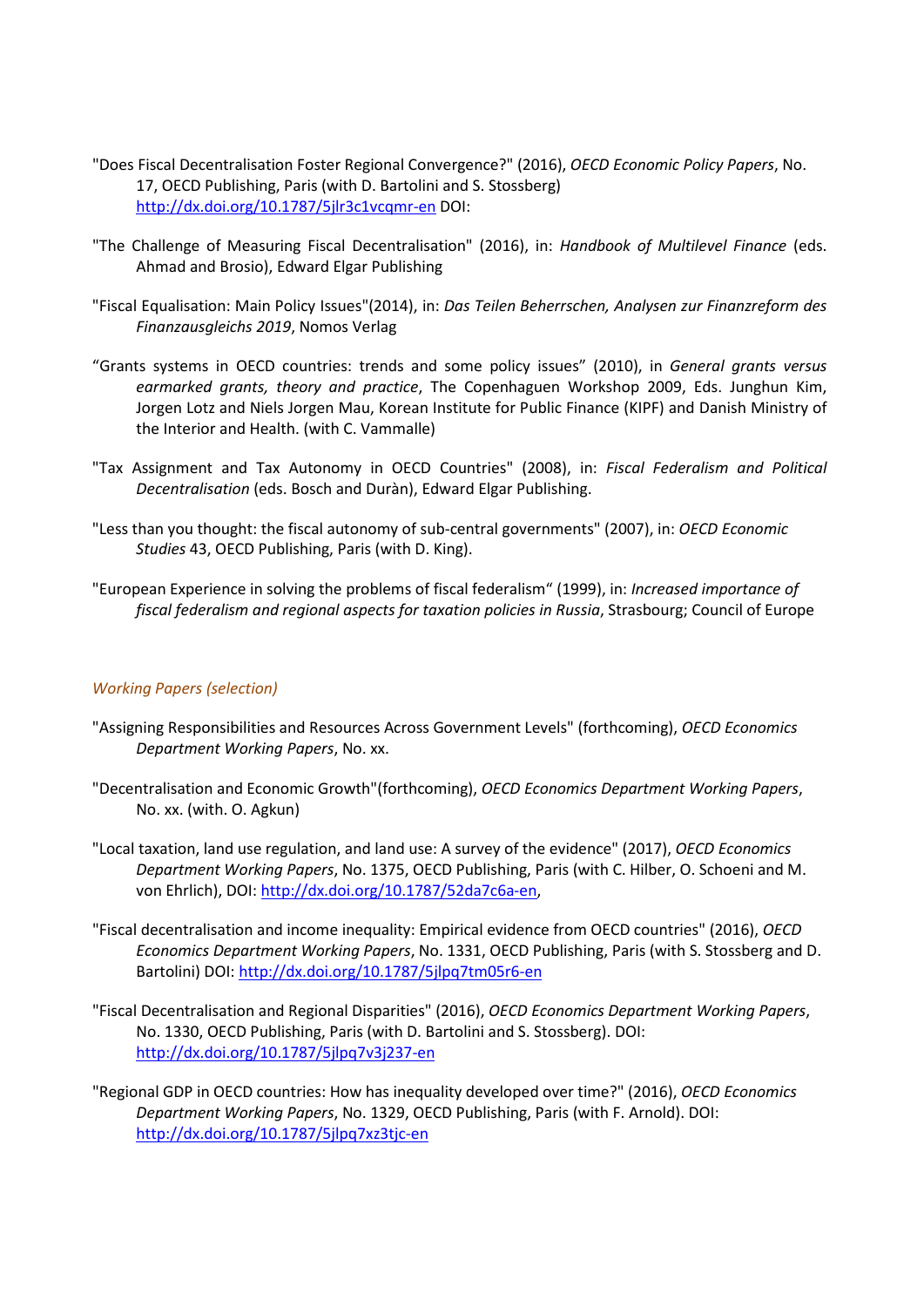"Does Fiscal Decentralisation Foster Regional Convergence?" (2016), *OECD Economic Policy Papers*, No. 17, OECD Publishing, Paris (with D. Bartolini and S. Stossberg) http://dx.doi.org/10.1787/5jlr3c1vcqmr-en DOI:

"The Challenge of Measuring Fiscal Decentralisation" (2016), in: *Handbook of Multilevel Finance* (eds. Ahmad and Brosio), Edward Elgar Publishing

"Fiscal Equalisation: Main Policy Issues"(2014), in: *Das Teilen Beherrschen, Analysen zur Finanzreform des Finanzausgleichs 2019*, Nomos Verlag

"Grants systems in OECD countries: trends and some policy issues" (2010), in *General grants versus earmarked grants, theory and practice*, The Copenhaguen Workshop 2009, Eds. Junghun Kim, Jorgen Lotz and Niels Jorgen Mau, Korean Institute for Public Finance (KIPF) and Danish Ministry of the Interior and Health. (with C. Vammalle)

"Tax Assignment and Tax Autonomy in OECD Countries" (2008), in: *Fiscal Federalism and Political Decentralisation* (eds. Bosch and Duràn), Edward Elgar Publishing.

"Less than you thought: the fiscal autonomy of sub-central governments" (2007), in: *OECD Economic Studies* 43, OECD Publishing, Paris (with D. King).

"European Experience in solving the problems of fiscal federalism" (1999), in: *Increased importance of fiscal federalism and regional aspects for taxation policies in Russia*, Strasbourg; Council of Europe

*Working Papers (selection)*

"Assigning Responsibilities and Resources Across Government Levels" (forthcoming), *OECD Economics Department Working Papers*, No. xx.

"Decentralisation and Economic Growth"(forthcoming), *OECD Economics Department Working Papers*, No. xx. (with. O. Agkun)

"Local taxation, land use regulation, and land use: A survey of the evidence" (2017), *OECD Economics Department Working Papers*, No. 1375, OECD Publishing, Paris (with C. Hilber, O. Schoeni and M. von Ehrlich), DOI: http://dx.doi.org/10.1787/52da7c6a-en,

"Fiscal decentralisation and income inequality: Empirical evidence from OECD countries" (2016), *OECD Economics Department Working Papers*, No. 1331, OECD Publishing, Paris (with S. Stossberg and D. Bartolini) DOI: http://dx.doi.org/10.1787/5jlpq7tm05r6-en

"Fiscal Decentralisation and Regional Disparities" (2016), *OECD Economics Department Working Papers*, No. 1330, OECD Publishing, Paris (with D. Bartolini and S. Stossberg). DOI: http://dx.doi.org/10.1787/5jlpq7v3j237-en

"Regional GDP in OECD countries: How has inequality developed over time?" (2016), *OECD Economics Department Working Papers*, No. 1329, OECD Publishing, Paris (with F. Arnold). DOI: http://dx.doi.org/10.1787/5jlpq7xz3tjc-en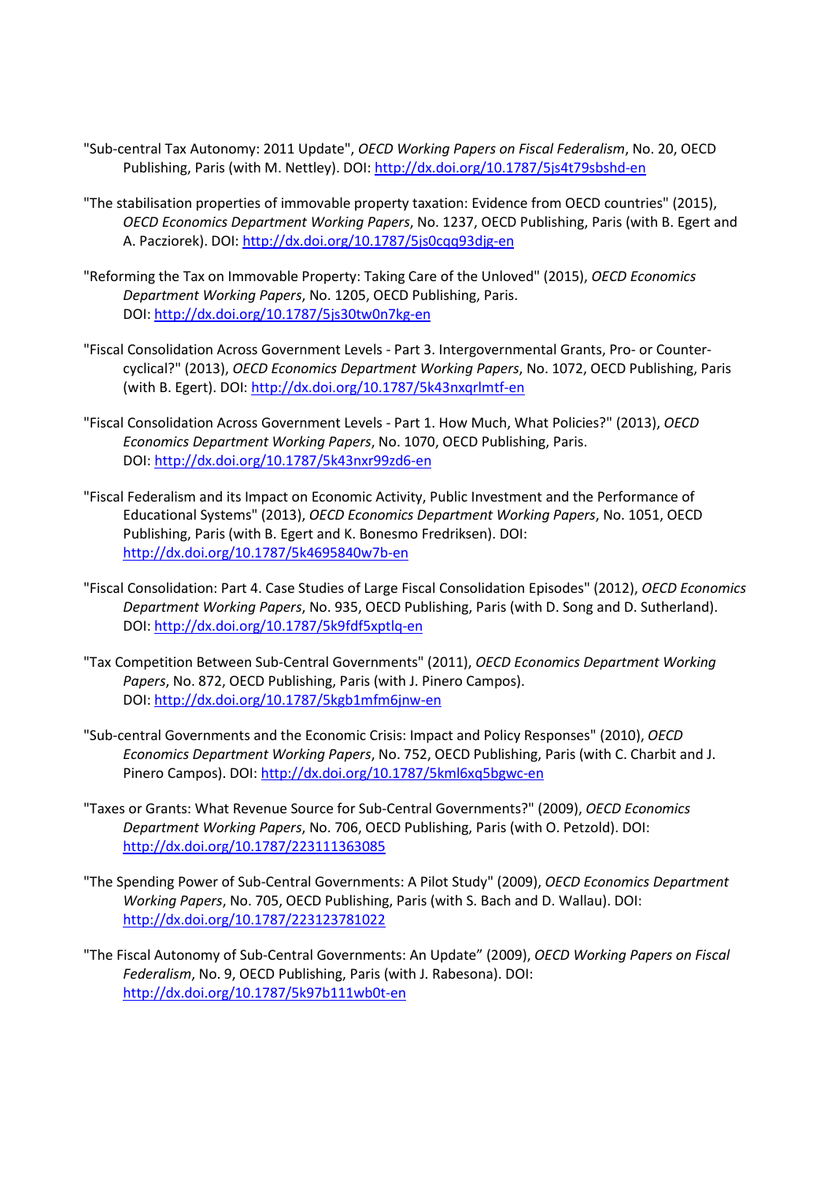"Sub-central Tax Autonomy: 2011 Update", *OECD Working Papers on Fiscal Federalism*, No. 20, OECD Publishing, Paris (with M. Nettley). DOI: http://dx.doi.org/10.1787/5js4t79sbshd-en

"The stabilisation properties of immovable property taxation: Evidence from OECD countries" (2015), *OECD Economics Department Working Papers*, No. 1237, OECD Publishing, Paris (with B. Egert and A. Pacziorek). DOI: http://dx.doi.org/10.1787/5js0cqq93djg-en

"Reforming the Tax on Immovable Property: Taking Care of the Unloved" (2015), *OECD Economics Department Working Papers*, No. 1205, OECD Publishing, Paris. DOI: http://dx.doi.org/10.1787/5js30tw0n7kg-en

"Fiscal Consolidation Across Government Levels - Part 3. Intergovernmental Grants, Pro- or Counter-cyclical?" (2013), *OECD Economics Department Working Papers*, No. 1072, OECD Publishing, Paris (with B. Egert). DOI: http://dx.doi.org/10.1787/5k43nxqrlmtf-en

"Fiscal Consolidation Across Government Levels - Part 1. How Much, What Policies?" (2013), *OECD Economics Department Working Papers*, No. 1070, OECD Publishing, Paris. DOI: http://dx.doi.org/10.1787/5k43nxr99zd6-en

"Fiscal Federalism and its Impact on Economic Activity, Public Investment and the Performance of Educational Systems" (2013), *OECD Economics Department Working Papers*, No. 1051, OECD Publishing, Paris (with B. Egert and K. Bonesmo Fredriksen). DOI: http://dx.doi.org/10.1787/5k4695840w7b-en

"Fiscal Consolidation: Part 4. Case Studies of Large Fiscal Consolidation Episodes" (2012), *OECD Economics Department Working Papers*, No. 935, OECD Publishing, Paris (with D. Song and D. Sutherland). DOI: http://dx.doi.org/10.1787/5k9fdf5xptlq-en

"Tax Competition Between Sub-Central Governments" (2011), *OECD Economics Department Working Papers*, No. 872, OECD Publishing, Paris (with J. Pinero Campos). DOI: http://dx.doi.org/10.1787/5kgb1mfm6jnw-en

"Sub-central Governments and the Economic Crisis: Impact and Policy Responses" (2010), *OECD Economics Department Working Papers*, No. 752, OECD Publishing, Paris (with C. Charbit and J. Pinero Campos). DOI: http://dx.doi.org/10.1787/5kml6xq5bgwc-en

"Taxes or Grants: What Revenue Source for Sub-Central Governments?" (2009), *OECD Economics Department Working Papers*, No. 706, OECD Publishing, Paris (with O. Petzold). DOI: http://dx.doi.org/10.1787/223111363085

"The Spending Power of Sub-Central Governments: A Pilot Study" (2009), *OECD Economics Department Working Papers*, No. 705, OECD Publishing, Paris (with S. Bach and D. Wallau). DOI: http://dx.doi.org/10.1787/223123781022

"The Fiscal Autonomy of Sub-Central Governments: An Update" (2009), *OECD Working Papers on Fiscal Federalism*, No. 9, OECD Publishing, Paris (with J. Rabesona). DOI: http://dx.doi.org/10.1787/5k97b111wb0t-en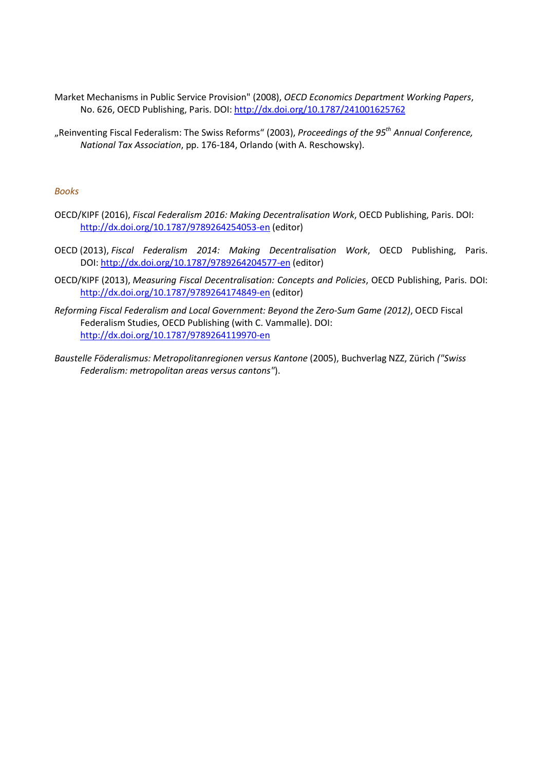Market Mechanisms in Public Service Provision" (2008), *OECD Economics Department Working Papers*, No. 626, OECD Publishing, Paris. DOI: http://dx.doi.org/10.1787/241001625762

„Reinventing Fiscal Federalism: The Swiss Reforms“ (2003), *Proceedings of the 95th Annual Conference, National Tax Association*, pp. 176-184, Orlando (with A. Reschowsky).

*Books*

OECD/KIPF (2016), *Fiscal Federalism 2016: Making Decentralisation Work*, OECD Publishing, Paris. DOI: http://dx.doi.org/10.1787/9789264254053-en (editor)

OECD (2013), *Fiscal Federalism 2014: Making Decentralisation Work*, OECD Publishing, Paris. DOI: http://dx.doi.org/10.1787/9789264204577-en (editor)

OECD/KIPF (2013), *Measuring Fiscal Decentralisation: Concepts and Policies*, OECD Publishing, Paris. DOI: http://dx.doi.org/10.1787/9789264174849-en (editor)

*Reforming Fiscal Federalism and Local Government: Beyond the Zero-Sum Game (2012)*, OECD Fiscal Federalism Studies, OECD Publishing (with C. Vammalle). DOI: http://dx.doi.org/10.1787/9789264119970-en

*Baustelle Föderalismus: Metropolitanregionen versus Kantone* (2005), Buchverlag NZZ, Zürich *("Swiss Federalism: metropolitan areas versus cantons"*).